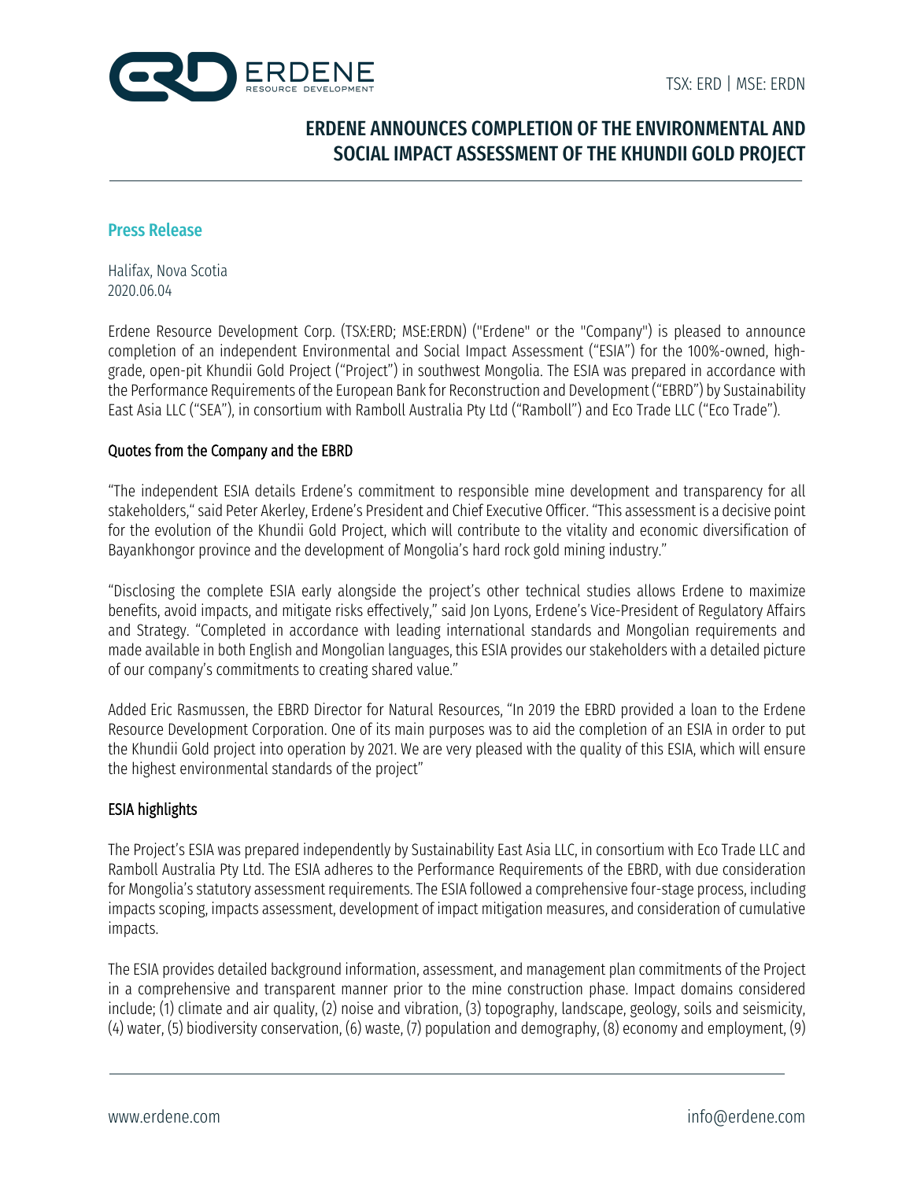TSX: ERD | MSE: ERDN

# ERDENE ANNOUNCES COMPLETION OF THE ENVIRONMENTAL AND SOCIAL IMPACT ASSESSMENT OF THE KHUNDII GOLD PROJECT

## Press Release

Halifax, Nova Scotia
2020.06.04

Erdene Resource Development Corp. (TSX:ERD; MSE:ERDN) ("Erdene" or the "Company") is pleased to announce completion of an independent Environmental and Social Impact Assessment ("ESIA") for the 100%-owned, high-grade, open-pit Khundii Gold Project ("Project") in southwest Mongolia. The ESIA was prepared in accordance with the Performance Requirements of the European Bank for Reconstruction and Development ("EBRD") by Sustainability East Asia LLC ("SEA"), in consortium with Ramboll Australia Pty Ltd ("Ramboll") and Eco Trade LLC ("Eco Trade").

### Quotes from the Company and the EBRD

"The independent ESIA details Erdene's commitment to responsible mine development and transparency for all stakeholders," said Peter Akerley, Erdene's President and Chief Executive Officer. "This assessment is a decisive point for the evolution of the Khundii Gold Project, which will contribute to the vitality and economic diversification of Bayankhongor province and the development of Mongolia's hard rock gold mining industry."

"Disclosing the complete ESIA early alongside the project's other technical studies allows Erdene to maximize benefits, avoid impacts, and mitigate risks effectively," said Jon Lyons, Erdene's Vice-President of Regulatory Affairs and Strategy. "Completed in accordance with leading international standards and Mongolian requirements and made available in both English and Mongolian languages, this ESIA provides our stakeholders with a detailed picture of our company's commitments to creating shared value."

Added Eric Rasmussen, the EBRD Director for Natural Resources, "In 2019 the EBRD provided a loan to the Erdene Resource Development Corporation. One of its main purposes was to aid the completion of an ESIA in order to put the Khundii Gold project into operation by 2021. We are very pleased with the quality of this ESIA, which will ensure the highest environmental standards of the project"

### ESIA highlights

The Project's ESIA was prepared independently by Sustainability East Asia LLC, in consortium with Eco Trade LLC and Ramboll Australia Pty Ltd. The ESIA adheres to the Performance Requirements of the EBRD, with due consideration for Mongolia's statutory assessment requirements. The ESIA followed a comprehensive four-stage process, including impacts scoping, impacts assessment, development of impact mitigation measures, and consideration of cumulative impacts.

The ESIA provides detailed background information, assessment, and management plan commitments of the Project in a comprehensive and transparent manner prior to the mine construction phase. Impact domains considered include; (1) climate and air quality, (2) noise and vibration, (3) topography, landscape, geology, soils and seismicity, (4) water, (5) biodiversity conservation, (6) waste, (7) population and demography, (8) economy and employment, (9)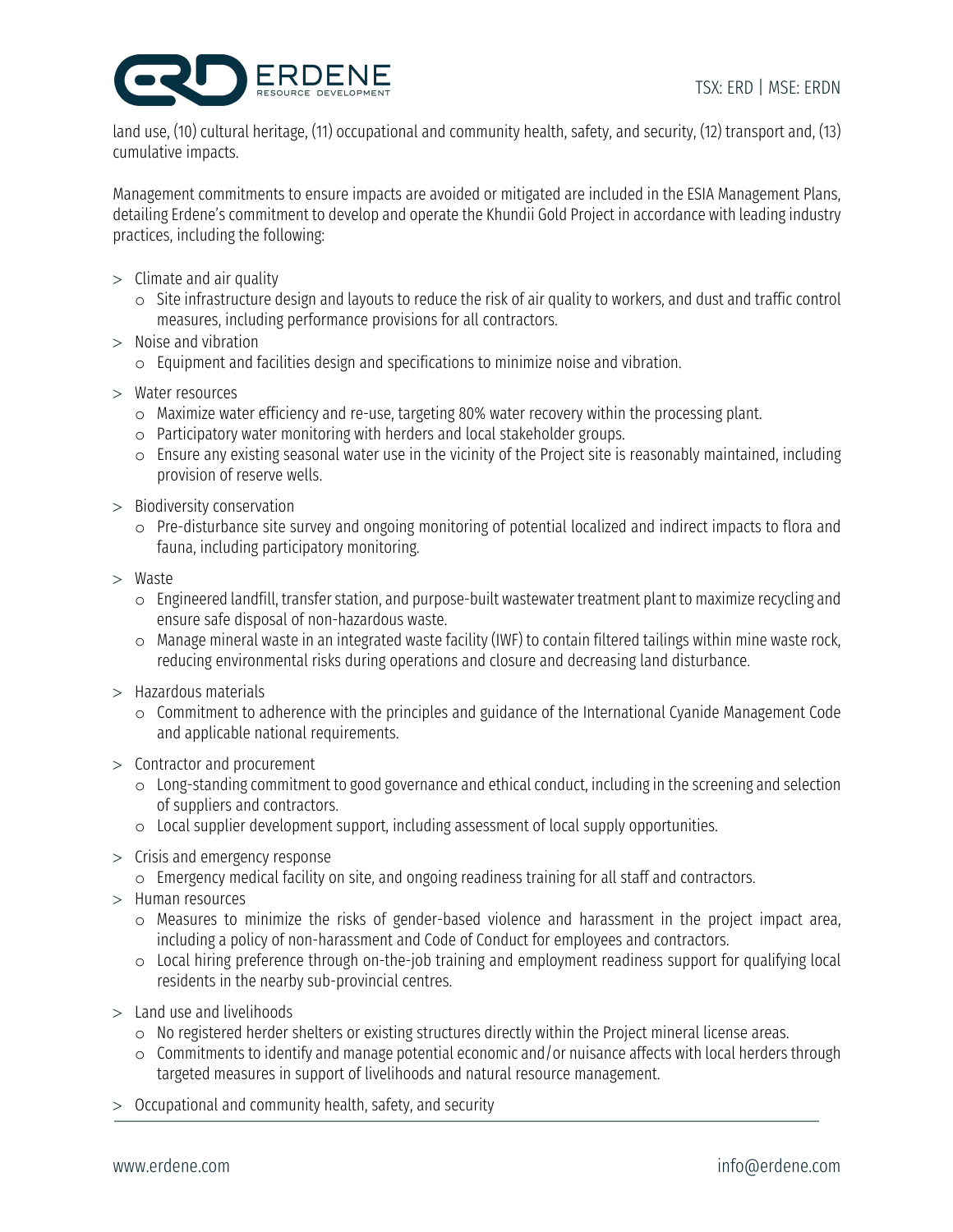land use, (10) cultural heritage, (11) occupational and community health, safety, and security, (12) transport and, (13) cumulative impacts.

Management commitments to ensure impacts are avoided or mitigated are included in the ESIA Management Plans, detailing Erdene's commitment to develop and operate the Khundii Gold Project in accordance with leading industry practices, including the following:

- Climate and air quality
  - Site infrastructure design and layouts to reduce the risk of air quality to workers, and dust and traffic control measures, including performance provisions for all contractors.
- Noise and vibration
  - Equipment and facilities design and specifications to minimize noise and vibration.
- Water resources
  - Maximize water efficiency and re-use, targeting 80% water recovery within the processing plant.
  - Participatory water monitoring with herders and local stakeholder groups.
  - Ensure any existing seasonal water use in the vicinity of the Project site is reasonably maintained, including provision of reserve wells.
- Biodiversity conservation
  - Pre-disturbance site survey and ongoing monitoring of potential localized and indirect impacts to flora and fauna, including participatory monitoring.
- Waste
  - Engineered landfill, transfer station, and purpose-built wastewater treatment plant to maximize recycling and ensure safe disposal of non-hazardous waste.
  - Manage mineral waste in an integrated waste facility (IWF) to contain filtered tailings within mine waste rock, reducing environmental risks during operations and closure and decreasing land disturbance.
- Hazardous materials
  - Commitment to adherence with the principles and guidance of the International Cyanide Management Code and applicable national requirements.
- Contractor and procurement
  - Long-standing commitment to good governance and ethical conduct, including in the screening and selection of suppliers and contractors.
  - Local supplier development support, including assessment of local supply opportunities.
- Crisis and emergency response
  - Emergency medical facility on site, and ongoing readiness training for all staff and contractors.
- Human resources
  - Measures to minimize the risks of gender-based violence and harassment in the project impact area, including a policy of non-harassment and Code of Conduct for employees and contractors.
  - Local hiring preference through on-the-job training and employment readiness support for qualifying local residents in the nearby sub-provincial centres.
- Land use and livelihoods
  - No registered herder shelters or existing structures directly within the Project mineral license areas.
  - Commitments to identify and manage potential economic and/or nuisance affects with local herders through targeted measures in support of livelihoods and natural resource management.
- Occupational and community health, safety, and security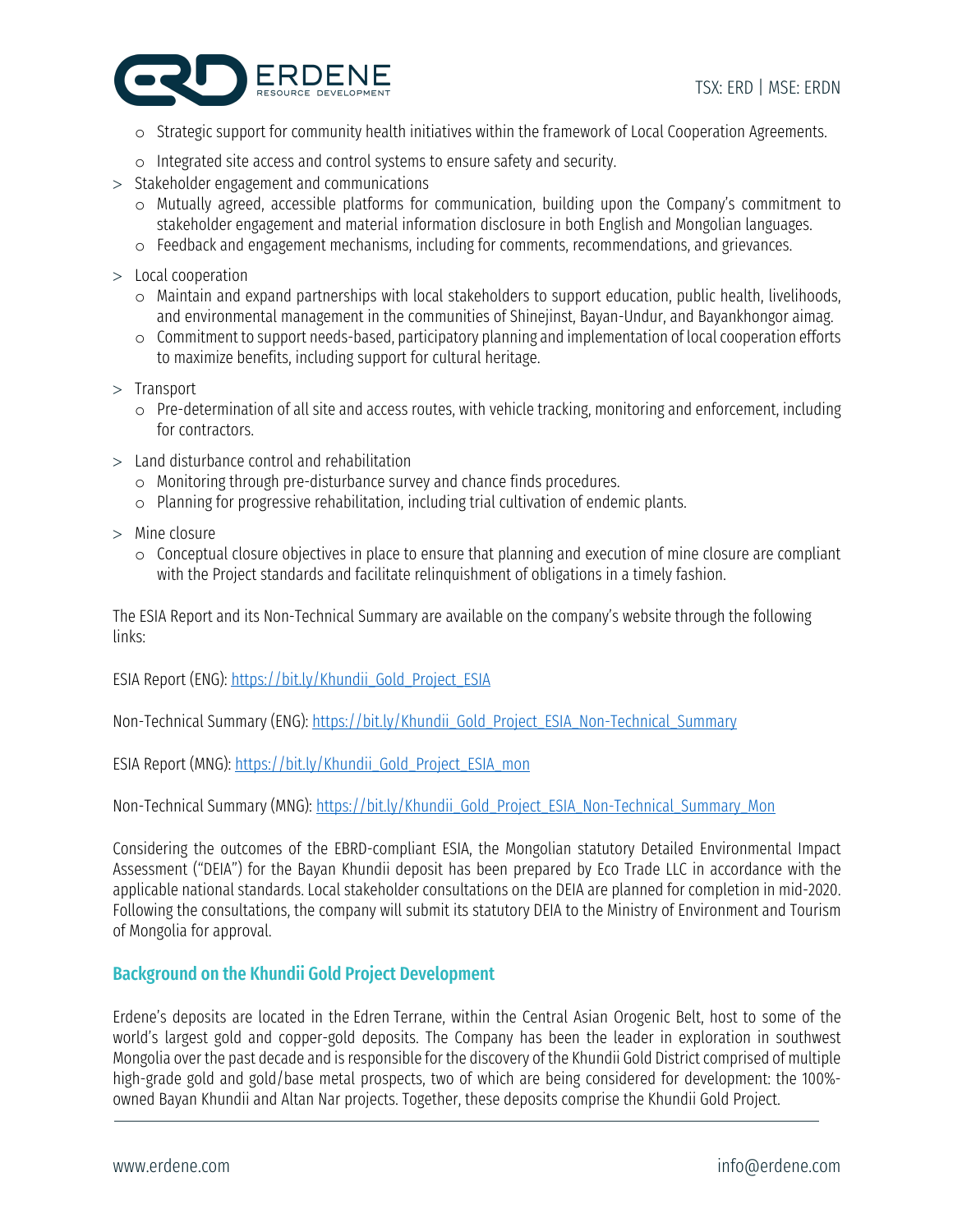- Strategic support for community health initiatives within the framework of Local Cooperation Agreements.
  - Integrated site access and control systems to ensure safety and security.
- Stakeholder engagement and communications
  - Mutually agreed, accessible platforms for communication, building upon the Company's commitment to stakeholder engagement and material information disclosure in both English and Mongolian languages.
  - Feedback and engagement mechanisms, including for comments, recommendations, and grievances.
- Local cooperation
  - Maintain and expand partnerships with local stakeholders to support education, public health, livelihoods, and environmental management in the communities of Shinejinst, Bayan-Undur, and Bayankhongor aimag.
  - Commitment to support needs-based, participatory planning and implementation of local cooperation efforts to maximize benefits, including support for cultural heritage.
- Transport
  - Pre-determination of all site and access routes, with vehicle tracking, monitoring and enforcement, including for contractors.
- Land disturbance control and rehabilitation
  - Monitoring through pre-disturbance survey and chance finds procedures.
  - Planning for progressive rehabilitation, including trial cultivation of endemic plants.
- Mine closure
  - Conceptual closure objectives in place to ensure that planning and execution of mine closure are compliant with the Project standards and facilitate relinquishment of obligations in a timely fashion.

The ESIA Report and its Non-Technical Summary are available on the company's website through the following links:

ESIA Report (ENG): https://bit.ly/Khundii_Gold_Project_ESIA

Non-Technical Summary (ENG): https://bit.ly/Khundii_Gold_Project_ESIA_Non-Technical_Summary

ESIA Report (MNG): https://bit.ly/Khundii_Gold_Project_ESIA_mon

Non-Technical Summary (MNG): https://bit.ly/Khundii_Gold_Project_ESIA_Non-Technical_Summary_Mon

Considering the outcomes of the EBRD-compliant ESIA, the Mongolian statutory Detailed Environmental Impact Assessment ("DEIA") for the Bayan Khundii deposit has been prepared by Eco Trade LLC in accordance with the applicable national standards. Local stakeholder consultations on the DEIA are planned for completion in mid-2020. Following the consultations, the company will submit its statutory DEIA to the Ministry of Environment and Tourism of Mongolia for approval.

## Background on the Khundii Gold Project Development

Erdene's deposits are located in the Edren Terrane, within the Central Asian Orogenic Belt, host to some of the world's largest gold and copper-gold deposits. The Company has been the leader in exploration in southwest Mongolia over the past decade and is responsible for the discovery of the Khundii Gold District comprised of multiple high-grade gold and gold/base metal prospects, two of which are being considered for development: the 100%-owned Bayan Khundii and Altan Nar projects. Together, these deposits comprise the Khundii Gold Project.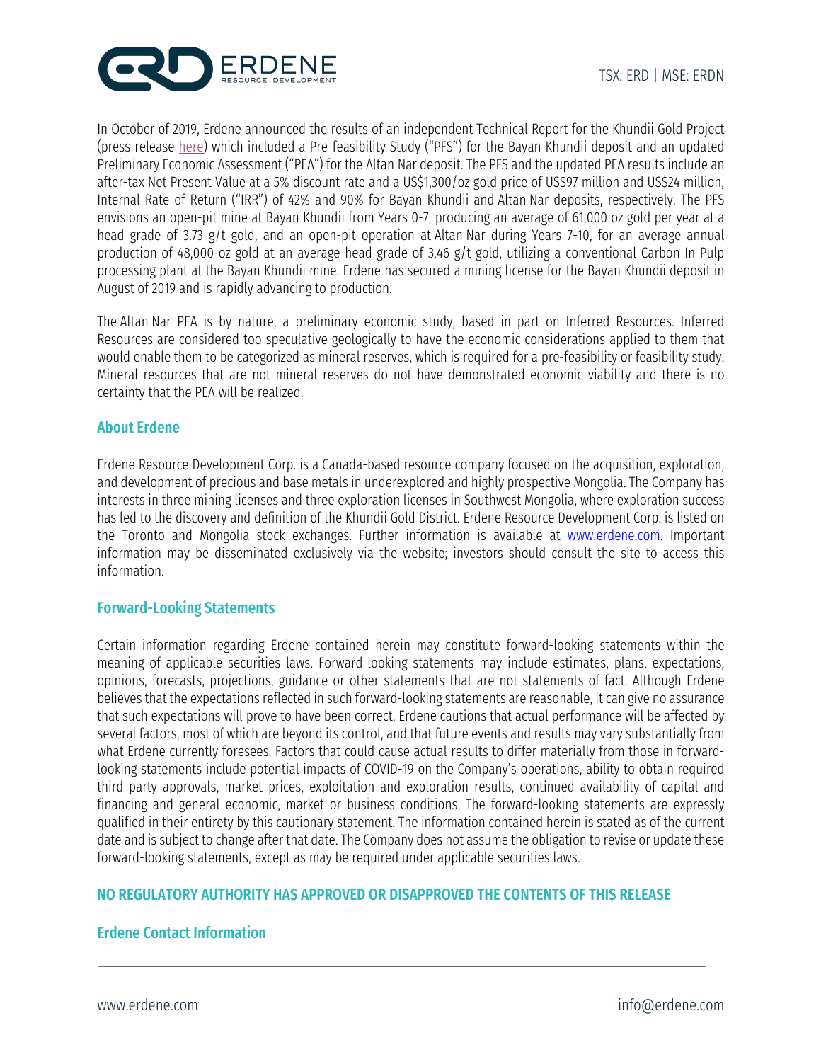In October of 2019, Erdene announced the results of an independent Technical Report for the Khundii Gold Project (press release here) which included a Pre-feasibility Study ("PFS") for the Bayan Khundii deposit and an updated Preliminary Economic Assessment ("PEA") for the Altan Nar deposit. The PFS and the updated PEA results include an after-tax Net Present Value at a 5% discount rate and a US$1,300/oz gold price of US$97 million and US$24 million, Internal Rate of Return ("IRR") of 42% and 90% for Bayan Khundii and Altan Nar deposits, respectively. The PFS envisions an open-pit mine at Bayan Khundii from Years 0-7, producing an average of 61,000 oz gold per year at a head grade of 3.73 g/t gold, and an open-pit operation at Altan Nar during Years 7-10, for an average annual production of 48,000 oz gold at an average head grade of 3.46 g/t gold, utilizing a conventional Carbon In Pulp processing plant at the Bayan Khundii mine. Erdene has secured a mining license for the Bayan Khundii deposit in August of 2019 and is rapidly advancing to production.

The Altan Nar PEA is by nature, a preliminary economic study, based in part on Inferred Resources. Inferred Resources are considered too speculative geologically to have the economic considerations applied to them that would enable them to be categorized as mineral reserves, which is required for a pre-feasibility or feasibility study. Mineral resources that are not mineral reserves do not have demonstrated economic viability and there is no certainty that the PEA will be realized.

## About Erdene

Erdene Resource Development Corp. is a Canada-based resource company focused on the acquisition, exploration, and development of precious and base metals in underexplored and highly prospective Mongolia. The Company has interests in three mining licenses and three exploration licenses in Southwest Mongolia, where exploration success has led to the discovery and definition of the Khundii Gold District. Erdene Resource Development Corp. is listed on the Toronto and Mongolia stock exchanges. Further information is available at www.erdene.com. Important information may be disseminated exclusively via the website; investors should consult the site to access this information.

## Forward-Looking Statements

Certain information regarding Erdene contained herein may constitute forward-looking statements within the meaning of applicable securities laws. Forward-looking statements may include estimates, plans, expectations, opinions, forecasts, projections, guidance or other statements that are not statements of fact. Although Erdene believes that the expectations reflected in such forward-looking statements are reasonable, it can give no assurance that such expectations will prove to have been correct. Erdene cautions that actual performance will be affected by several factors, most of which are beyond its control, and that future events and results may vary substantially from what Erdene currently foresees. Factors that could cause actual results to differ materially from those in forward-looking statements include potential impacts of COVID-19 on the Company's operations, ability to obtain required third party approvals, market prices, exploitation and exploration results, continued availability of capital and financing and general economic, market or business conditions. The forward-looking statements are expressly qualified in their entirety by this cautionary statement. The information contained herein is stated as of the current date and is subject to change after that date. The Company does not assume the obligation to revise or update these forward-looking statements, except as may be required under applicable securities laws.

## NO REGULATORY AUTHORITY HAS APPROVED OR DISAPPROVED THE CONTENTS OF THIS RELEASE

## Erdene Contact Information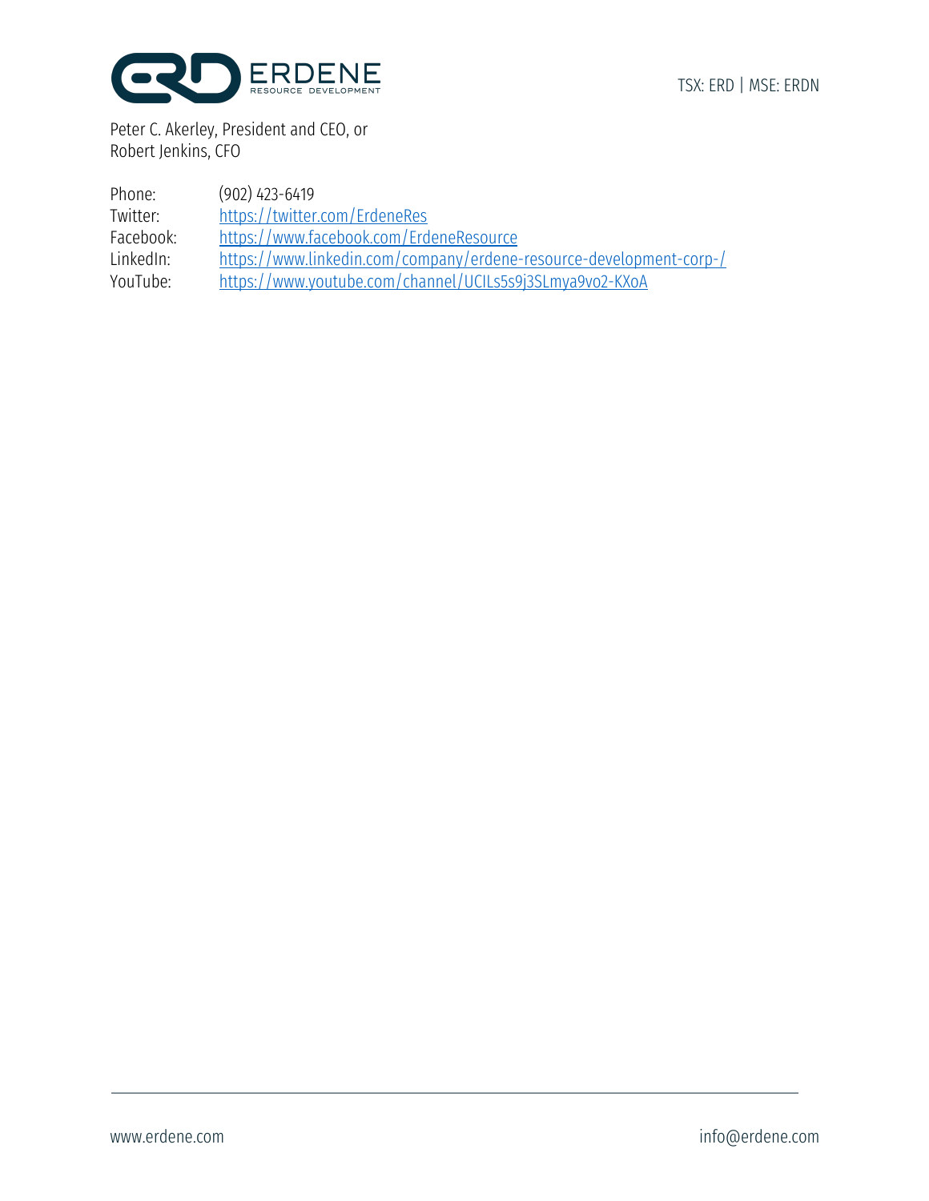Peter C. Akerley, President and CEO, or
Robert Jenkins, CFO

| | |
|---|---|
| Phone: | (902) 423-6419 |
| Twitter: | https://twitter.com/ErdeneRes |
| Facebook: | https://www.facebook.com/ErdeneResource |
| LinkedIn: | https://www.linkedin.com/company/erdene-resource-development-corp-/ |
| YouTube: | https://www.youtube.com/channel/UCILs5s9j3SLmya9vo2-KXoA |